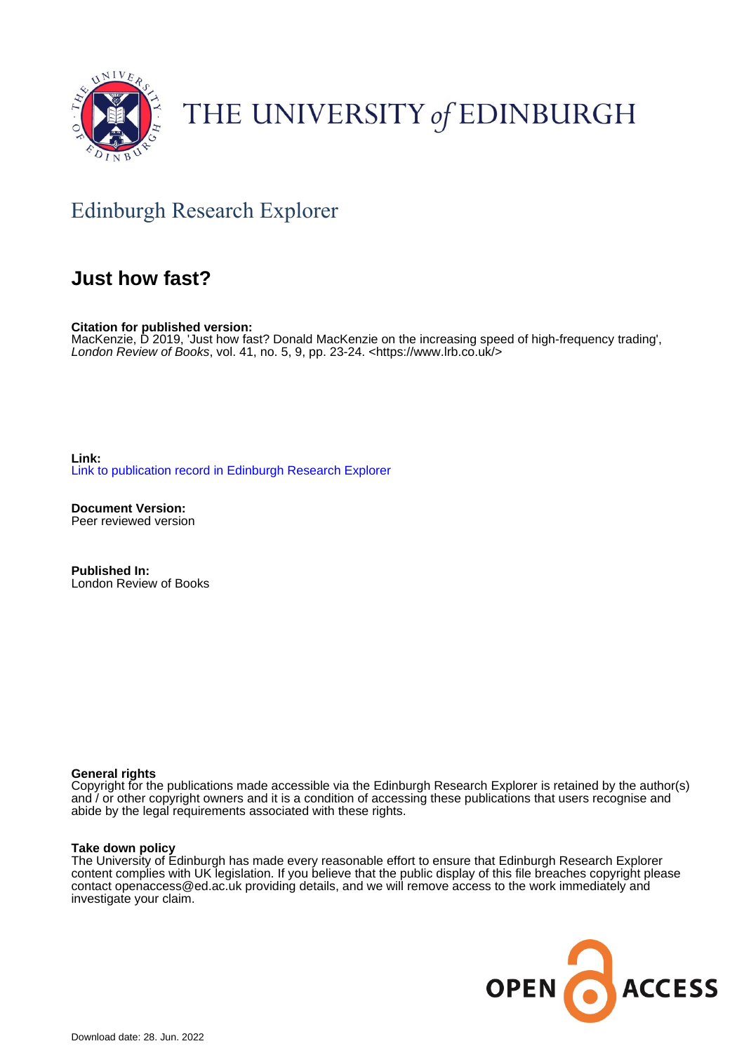THE UNIVERSITY of EDINBURGH

## Edinburgh Research Explorer

# Just how fast?

**Citation for published version:**
MacKenzie, D 2019, 'Just how fast? Donald MacKenzie on the increasing speed of high-frequency trading', *London Review of Books*, vol. 41, no. 5, 9, pp. 23-24. <https://www.lrb.co.uk/>

**Link:**
Link to publication record in Edinburgh Research Explorer

**Document Version:**
Peer reviewed version

**Published In:**
London Review of Books

**General rights**
Copyright for the publications made accessible via the Edinburgh Research Explorer is retained by the author(s) and / or other copyright owners and it is a condition of accessing these publications that users recognise and abide by the legal requirements associated with these rights.

**Take down policy**
The University of Edinburgh has made every reasonable effort to ensure that Edinburgh Research Explorer content complies with UK legislation. If you believe that the public display of this file breaches copyright please contact openaccess@ed.ac.uk providing details, and we will remove access to the work immediately and investigate your claim.

Download date: 28. Jun. 2022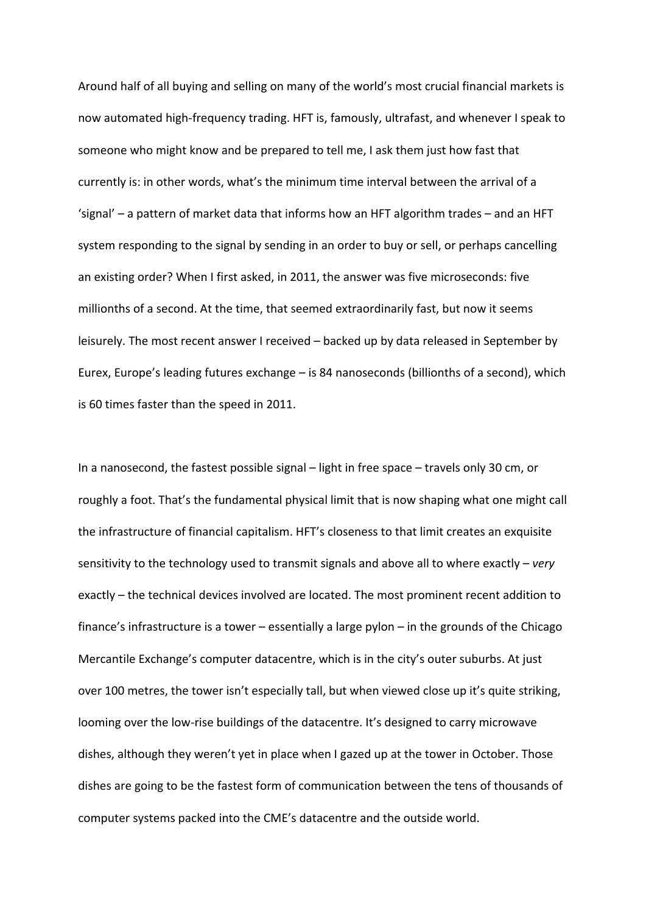Around half of all buying and selling on many of the world's most crucial financial markets is now automated high-frequency trading. HFT is, famously, ultrafast, and whenever I speak to someone who might know and be prepared to tell me, I ask them just how fast that currently is: in other words, what's the minimum time interval between the arrival of a 'signal' – a pattern of market data that informs how an HFT algorithm trades – and an HFT system responding to the signal by sending in an order to buy or sell, or perhaps cancelling an existing order? When I first asked, in 2011, the answer was five microseconds: five millionths of a second. At the time, that seemed extraordinarily fast, but now it seems leisurely. The most recent answer I received – backed up by data released in September by Eurex, Europe's leading futures exchange – is 84 nanoseconds (billionths of a second), which is 60 times faster than the speed in 2011.

In a nanosecond, the fastest possible signal – light in free space – travels only 30 cm, or roughly a foot. That's the fundamental physical limit that is now shaping what one might call the infrastructure of financial capitalism. HFT's closeness to that limit creates an exquisite sensitivity to the technology used to transmit signals and above all to where exactly – *very* exactly – the technical devices involved are located. The most prominent recent addition to finance's infrastructure is a tower – essentially a large pylon – in the grounds of the Chicago Mercantile Exchange's computer datacentre, which is in the city's outer suburbs. At just over 100 metres, the tower isn't especially tall, but when viewed close up it's quite striking, looming over the low-rise buildings of the datacentre. It's designed to carry microwave dishes, although they weren't yet in place when I gazed up at the tower in October. Those dishes are going to be the fastest form of communication between the tens of thousands of computer systems packed into the CME's datacentre and the outside world.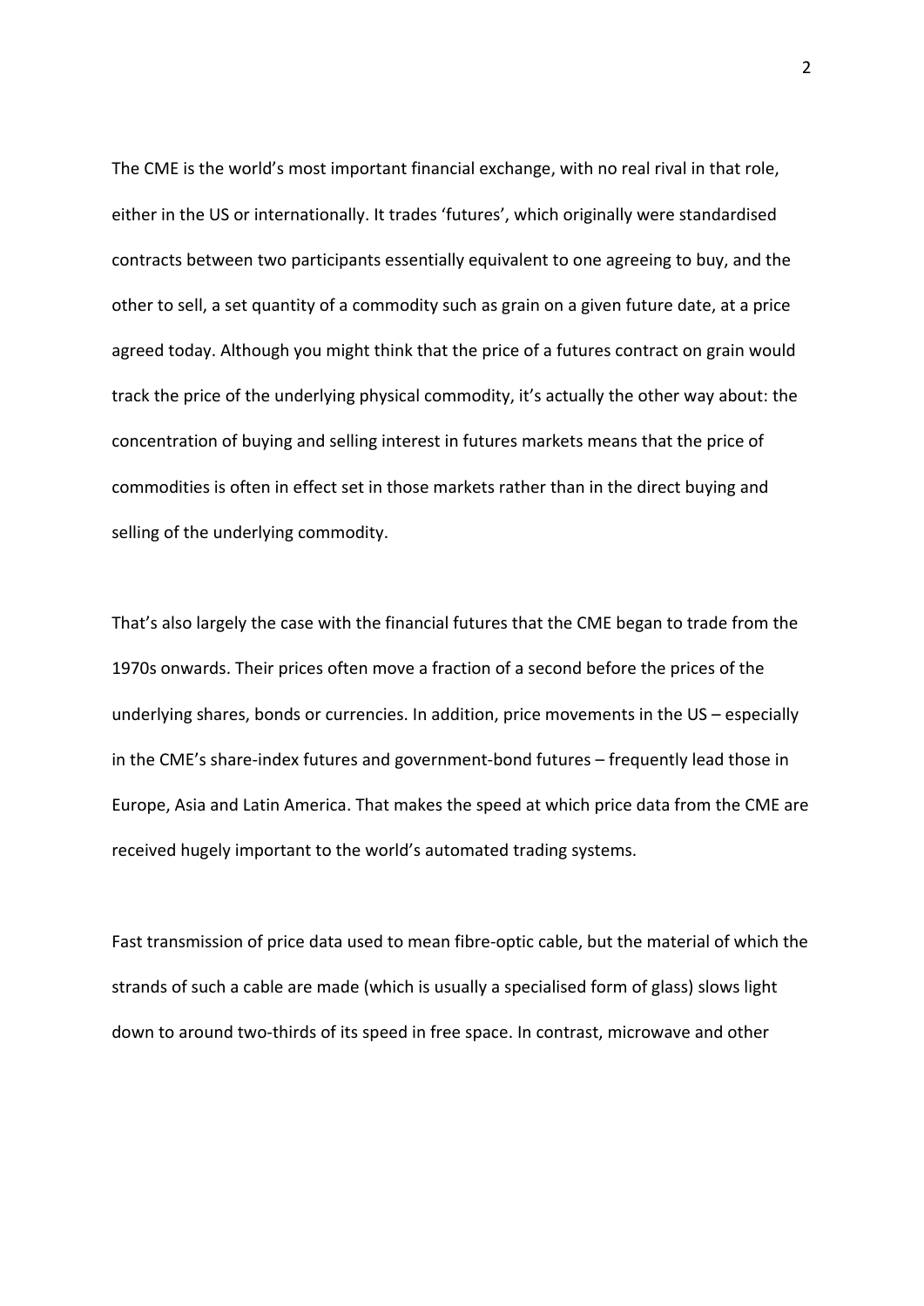The CME is the world's most important financial exchange, with no real rival in that role, either in the US or internationally. It trades 'futures', which originally were standardised contracts between two participants essentially equivalent to one agreeing to buy, and the other to sell, a set quantity of a commodity such as grain on a given future date, at a price agreed today. Although you might think that the price of a futures contract on grain would track the price of the underlying physical commodity, it's actually the other way about: the concentration of buying and selling interest in futures markets means that the price of commodities is often in effect set in those markets rather than in the direct buying and selling of the underlying commodity.

That's also largely the case with the financial futures that the CME began to trade from the 1970s onwards. Their prices often move a fraction of a second before the prices of the underlying shares, bonds or currencies. In addition, price movements in the US – especially in the CME's share-index futures and government-bond futures – frequently lead those in Europe, Asia and Latin America. That makes the speed at which price data from the CME are received hugely important to the world's automated trading systems.

Fast transmission of price data used to mean fibre-optic cable, but the material of which the strands of such a cable are made (which is usually a specialised form of glass) slows light down to around two-thirds of its speed in free space. In contrast, microwave and other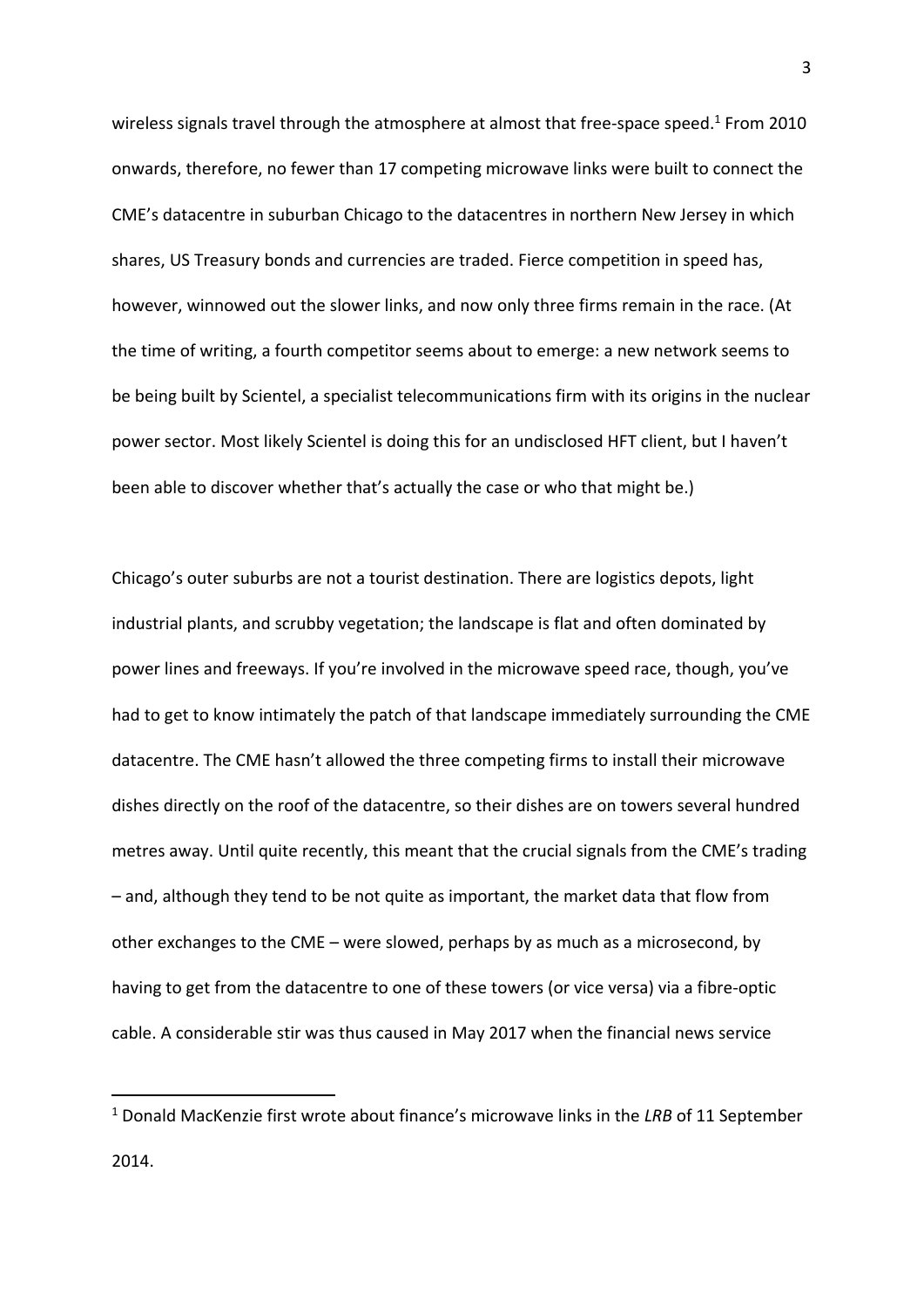wireless signals travel through the atmosphere at almost that free-space speed.[1] From 2010 onwards, therefore, no fewer than 17 competing microwave links were built to connect the CME's datacentre in suburban Chicago to the datacentres in northern New Jersey in which shares, US Treasury bonds and currencies are traded. Fierce competition in speed has, however, winnowed out the slower links, and now only three firms remain in the race. (At the time of writing, a fourth competitor seems about to emerge: a new network seems to be being built by Scientel, a specialist telecommunications firm with its origins in the nuclear power sector. Most likely Scientel is doing this for an undisclosed HFT client, but I haven't been able to discover whether that's actually the case or who that might be.)

Chicago's outer suburbs are not a tourist destination. There are logistics depots, light industrial plants, and scrubby vegetation; the landscape is flat and often dominated by power lines and freeways. If you're involved in the microwave speed race, though, you've had to get to know intimately the patch of that landscape immediately surrounding the CME datacentre. The CME hasn't allowed the three competing firms to install their microwave dishes directly on the roof of the datacentre, so their dishes are on towers several hundred metres away. Until quite recently, this meant that the crucial signals from the CME's trading – and, although they tend to be not quite as important, the market data that flow from other exchanges to the CME – were slowed, perhaps by as much as a microsecond, by having to get from the datacentre to one of these towers (or vice versa) via a fibre-optic cable. A considerable stir was thus caused in May 2017 when the financial news service

[1] Donald MacKenzie first wrote about finance's microwave links in the *LRB* of 11 September 2014.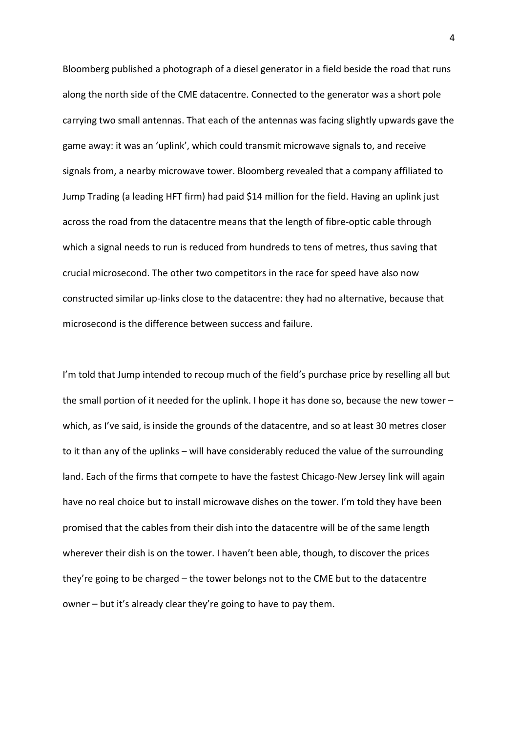Bloomberg published a photograph of a diesel generator in a field beside the road that runs along the north side of the CME datacentre. Connected to the generator was a short pole carrying two small antennas. That each of the antennas was facing slightly upwards gave the game away: it was an 'uplink', which could transmit microwave signals to, and receive signals from, a nearby microwave tower. Bloomberg revealed that a company affiliated to Jump Trading (a leading HFT firm) had paid $14 million for the field. Having an uplink just across the road from the datacentre means that the length of fibre-optic cable through which a signal needs to run is reduced from hundreds to tens of metres, thus saving that crucial microsecond. The other two competitors in the race for speed have also now constructed similar up-links close to the datacentre: they had no alternative, because that microsecond is the difference between success and failure.

I'm told that Jump intended to recoup much of the field's purchase price by reselling all but the small portion of it needed for the uplink. I hope it has done so, because the new tower – which, as I've said, is inside the grounds of the datacentre, and so at least 30 metres closer to it than any of the uplinks – will have considerably reduced the value of the surrounding land. Each of the firms that compete to have the fastest Chicago-New Jersey link will again have no real choice but to install microwave dishes on the tower. I'm told they have been promised that the cables from their dish into the datacentre will be of the same length wherever their dish is on the tower. I haven't been able, though, to discover the prices they're going to be charged – the tower belongs not to the CME but to the datacentre owner – but it's already clear they're going to have to pay them.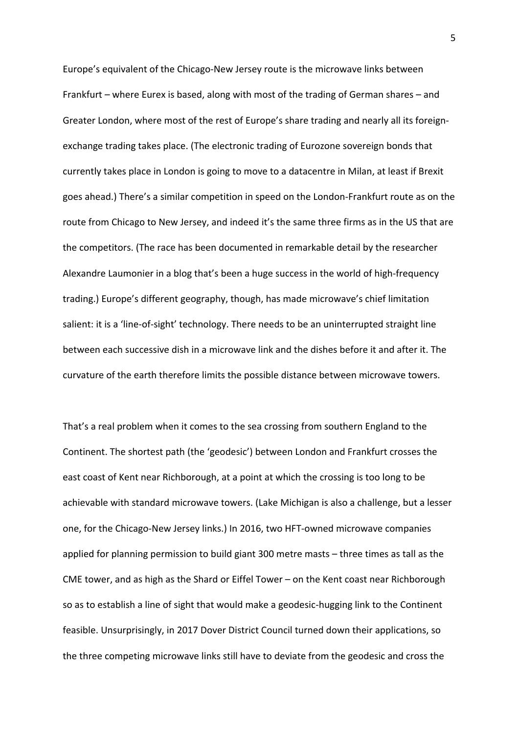Europe's equivalent of the Chicago-New Jersey route is the microwave links between Frankfurt – where Eurex is based, along with most of the trading of German shares – and Greater London, where most of the rest of Europe's share trading and nearly all its foreign-exchange trading takes place. (The electronic trading of Eurozone sovereign bonds that currently takes place in London is going to move to a datacentre in Milan, at least if Brexit goes ahead.) There's a similar competition in speed on the London-Frankfurt route as on the route from Chicago to New Jersey, and indeed it's the same three firms as in the US that are the competitors. (The race has been documented in remarkable detail by the researcher Alexandre Laumonier in a blog that's been a huge success in the world of high-frequency trading.) Europe's different geography, though, has made microwave's chief limitation salient: it is a 'line-of-sight' technology. There needs to be an uninterrupted straight line between each successive dish in a microwave link and the dishes before it and after it. The curvature of the earth therefore limits the possible distance between microwave towers.

That's a real problem when it comes to the sea crossing from southern England to the Continent. The shortest path (the 'geodesic') between London and Frankfurt crosses the east coast of Kent near Richborough, at a point at which the crossing is too long to be achievable with standard microwave towers. (Lake Michigan is also a challenge, but a lesser one, for the Chicago-New Jersey links.) In 2016, two HFT-owned microwave companies applied for planning permission to build giant 300 metre masts – three times as tall as the CME tower, and as high as the Shard or Eiffel Tower – on the Kent coast near Richborough so as to establish a line of sight that would make a geodesic-hugging link to the Continent feasible. Unsurprisingly, in 2017 Dover District Council turned down their applications, so the three competing microwave links still have to deviate from the geodesic and cross the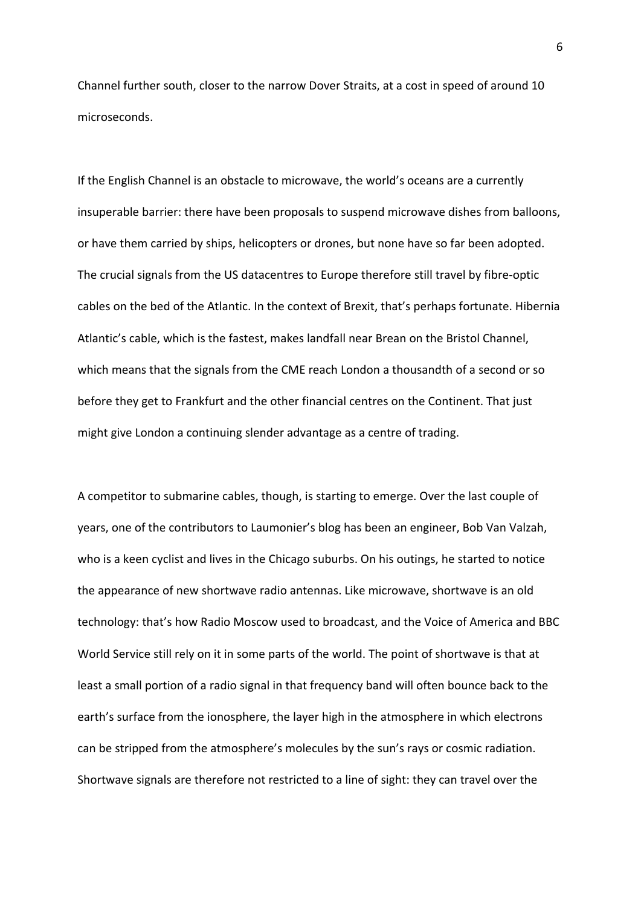Channel further south, closer to the narrow Dover Straits, at a cost in speed of around 10 microseconds.

If the English Channel is an obstacle to microwave, the world's oceans are a currently insuperable barrier: there have been proposals to suspend microwave dishes from balloons, or have them carried by ships, helicopters or drones, but none have so far been adopted. The crucial signals from the US datacentres to Europe therefore still travel by fibre-optic cables on the bed of the Atlantic. In the context of Brexit, that's perhaps fortunate. Hibernia Atlantic's cable, which is the fastest, makes landfall near Brean on the Bristol Channel, which means that the signals from the CME reach London a thousandth of a second or so before they get to Frankfurt and the other financial centres on the Continent. That just might give London a continuing slender advantage as a centre of trading.

A competitor to submarine cables, though, is starting to emerge. Over the last couple of years, one of the contributors to Laumonier's blog has been an engineer, Bob Van Valzah, who is a keen cyclist and lives in the Chicago suburbs. On his outings, he started to notice the appearance of new shortwave radio antennas. Like microwave, shortwave is an old technology: that's how Radio Moscow used to broadcast, and the Voice of America and BBC World Service still rely on it in some parts of the world. The point of shortwave is that at least a small portion of a radio signal in that frequency band will often bounce back to the earth's surface from the ionosphere, the layer high in the atmosphere in which electrons can be stripped from the atmosphere's molecules by the sun's rays or cosmic radiation. Shortwave signals are therefore not restricted to a line of sight: they can travel over the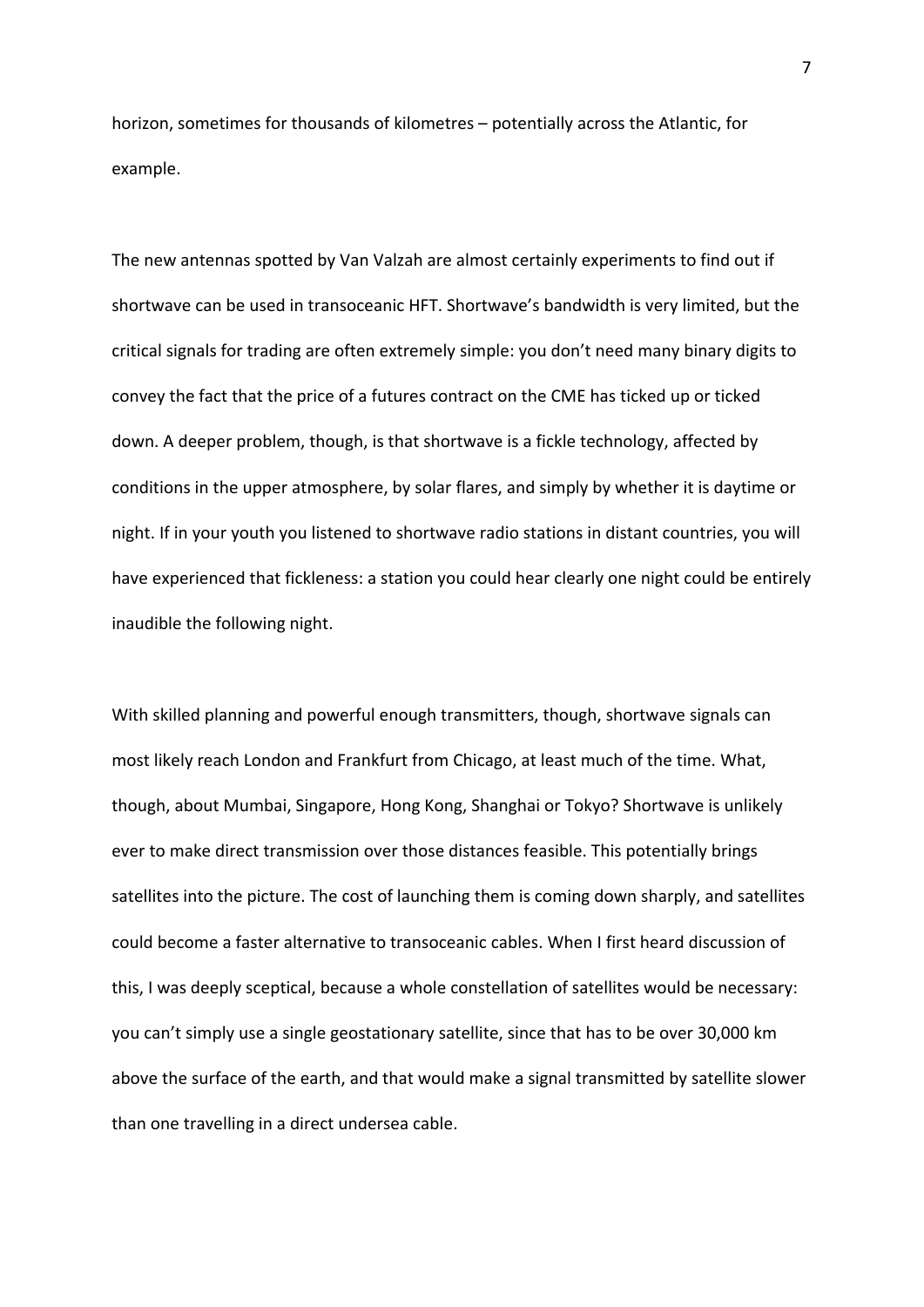horizon, sometimes for thousands of kilometres – potentially across the Atlantic, for example.

The new antennas spotted by Van Valzah are almost certainly experiments to find out if shortwave can be used in transoceanic HFT. Shortwave's bandwidth is very limited, but the critical signals for trading are often extremely simple: you don't need many binary digits to convey the fact that the price of a futures contract on the CME has ticked up or ticked down. A deeper problem, though, is that shortwave is a fickle technology, affected by conditions in the upper atmosphere, by solar flares, and simply by whether it is daytime or night. If in your youth you listened to shortwave radio stations in distant countries, you will have experienced that fickleness: a station you could hear clearly one night could be entirely inaudible the following night.

With skilled planning and powerful enough transmitters, though, shortwave signals can most likely reach London and Frankfurt from Chicago, at least much of the time. What, though, about Mumbai, Singapore, Hong Kong, Shanghai or Tokyo? Shortwave is unlikely ever to make direct transmission over those distances feasible. This potentially brings satellites into the picture. The cost of launching them is coming down sharply, and satellites could become a faster alternative to transoceanic cables. When I first heard discussion of this, I was deeply sceptical, because a whole constellation of satellites would be necessary: you can't simply use a single geostationary satellite, since that has to be over 30,000 km above the surface of the earth, and that would make a signal transmitted by satellite slower than one travelling in a direct undersea cable.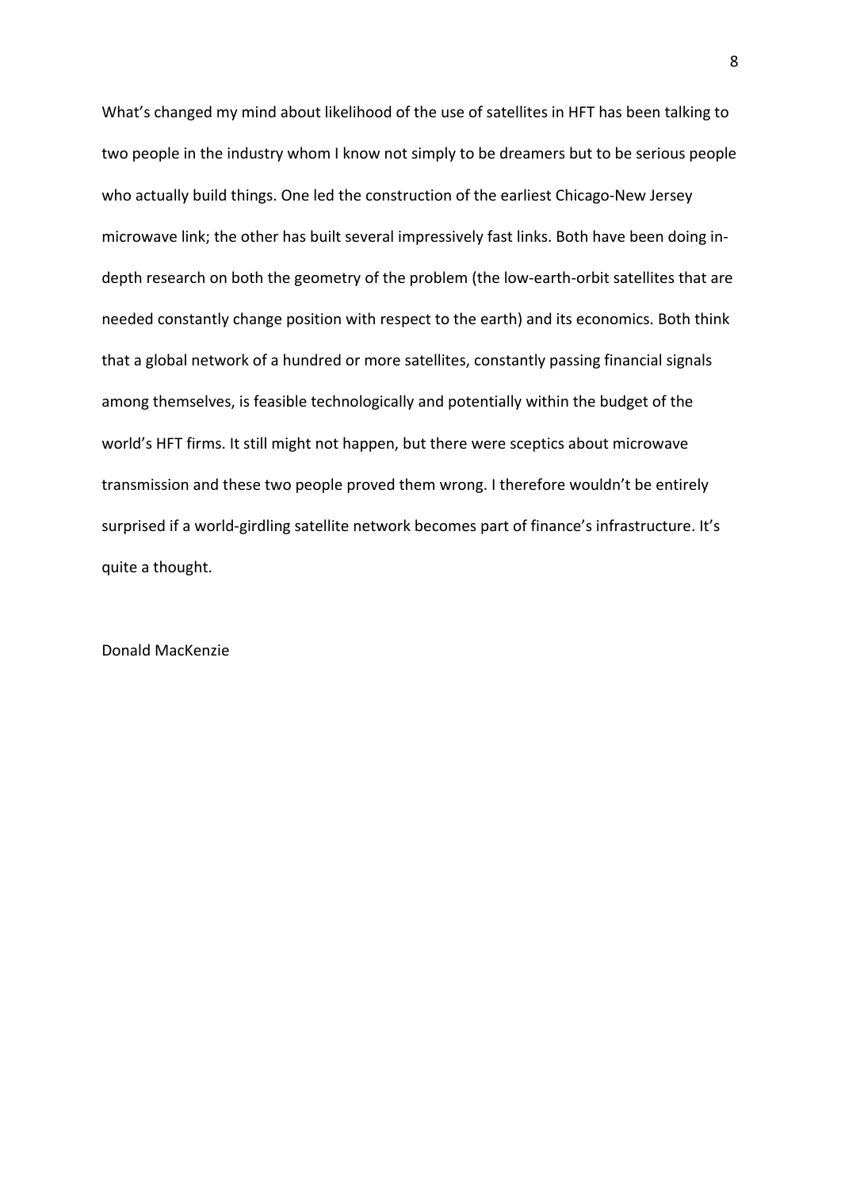What's changed my mind about likelihood of the use of satellites in HFT has been talking to two people in the industry whom I know not simply to be dreamers but to be serious people who actually build things. One led the construction of the earliest Chicago-New Jersey microwave link; the other has built several impressively fast links. Both have been doing in-depth research on both the geometry of the problem (the low-earth-orbit satellites that are needed constantly change position with respect to the earth) and its economics. Both think that a global network of a hundred or more satellites, constantly passing financial signals among themselves, is feasible technologically and potentially within the budget of the world's HFT firms. It still might not happen, but there were sceptics about microwave transmission and these two people proved them wrong. I therefore wouldn't be entirely surprised if a world-girdling satellite network becomes part of finance's infrastructure. It's quite a thought.

Donald MacKenzie